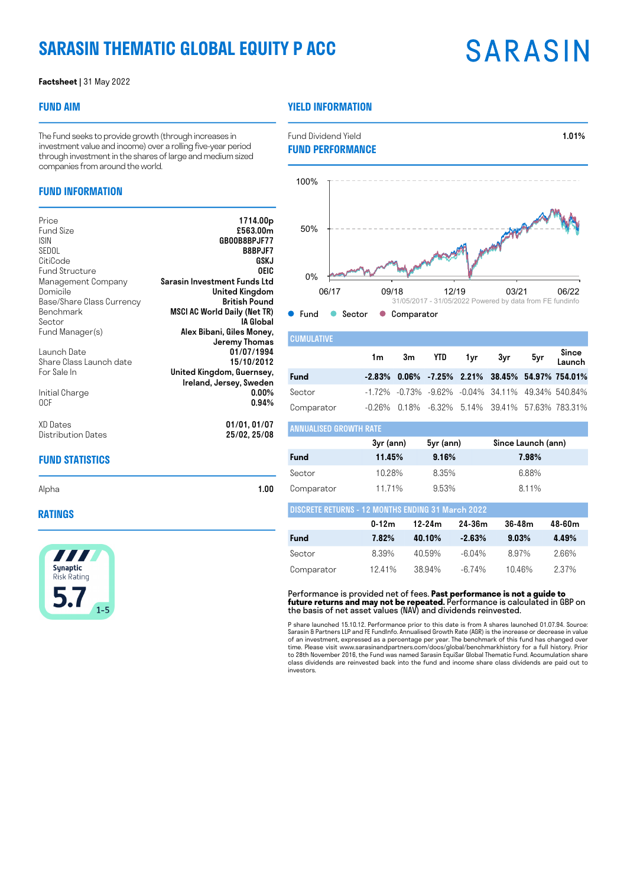# SARASIN THEMATIC GLOBAL EQUITY P ACC

**Factsheet** | 31 May 2022

## FUND AIM

The Fund seeks to provide growth (through increases in investment value and income) over a rolling five-year period through investment in the shares of large and medium sized companies from around the world.

## FUND INFORMATION

| | |
|---|---|
| Price | 1714.00p |
| Fund Size | £563.00m |
| ISIN | GB00B8BPJF77 |
| SEDOL | B8BPJF7 |
| CitiCode | GSKJ |
| Fund Structure | OEIC |
| Management Company | Sarasin Investment Funds Ltd |
| Domicile | United Kingdom |
| Base/Share Class Currency | British Pound |
| Benchmark | MSCI AC World Daily (Net TR) |
| Sector | IA Global |
| Fund Manager(s) | Alex Bibani, Giles Money, Jeremy Thomas |
| Launch Date | 01/07/1994 |
| Share Class Launch date | 15/10/2012 |
| For Sale In | United Kingdom, Guernsey, Ireland, Jersey, Sweden |
| Initial Charge | 0.00% |
| OCF | 0.94% |
| XD Dates | 01/01, 01/07 |
| Distribution Dates | 25/02, 25/08 |

## FUND STATISTICS

| | |
|---|---|
| Alpha | 1.00 |

## RATINGS

Synaptic Risk Rating 5.7 (1-5)

## YIELD INFORMATION

| | |
|---|---|
| Fund Dividend Yield | 1.01% |

## FUND PERFORMANCE

31/05/2017 - 31/05/2022 Powered by data from FE fundinfo

Fund · Sector · Comparator

### CUMULATIVE

| | 1m | 3m | YTD | 1yr | 3yr | 5yr | Since Launch |
|---|---|---|---|---|---|---|---|
| **Fund** | **-2.83%** | **0.06%** | **-7.25%** | **2.21%** | **38.45%** | **54.97%** | **754.01%** |
| Sector | -1.72% | -0.73% | -9.62% | -0.04% | 34.11% | 49.34% | 540.84% |
| Comparator | -0.26% | 0.18% | -6.32% | 5.14% | 39.41% | 57.63% | 783.31% |

### ANNUALISED GROWTH RATE

| | 3yr (ann) | 5yr (ann) | Since Launch (ann) |
|---|---|---|---|
| **Fund** | **11.45%** | **9.16%** | **7.98%** |
| Sector | 10.28% | 8.35% | 6.88% |
| Comparator | 11.71% | 9.53% | 8.11% |

### DISCRETE RETURNS - 12 MONTHS ENDING 31 March 2022

| | 0-12m | 12-24m | 24-36m | 36-48m | 48-60m |
|---|---|---|---|---|---|
| **Fund** | **7.82%** | **40.10%** | **-2.63%** | **9.03%** | **4.49%** |
| Sector | 8.39% | 40.59% | -6.04% | 8.97% | 2.66% |
| Comparator | 12.41% | 38.94% | -6.74% | 10.46% | 2.37% |

Performance is provided net of fees. **Past performance is not a guide to future returns and may not be repeated.** Performance is calculated in GBP on the basis of net asset values (NAV) and dividends reinvested.

P share launched 15.10.12. Performance prior to this date is from A shares launched 01.07.94. Source: Sarasin & Partners LLP and FE FundInfo. Annualised Growth Rate (AGR) is the increase or decrease in value of an investment, expressed as a percentage per year. The benchmark of this fund has changed over time. Please visit www.sarasinandpartners.com/docs/global/benchmarkhistory for a full history. Prior to 28th November 2016, the Fund was named Sarasin EquiSar Global Thematic Fund. Accumulation share class dividends are reinvested back into the fund and income share class dividends are paid out to investors.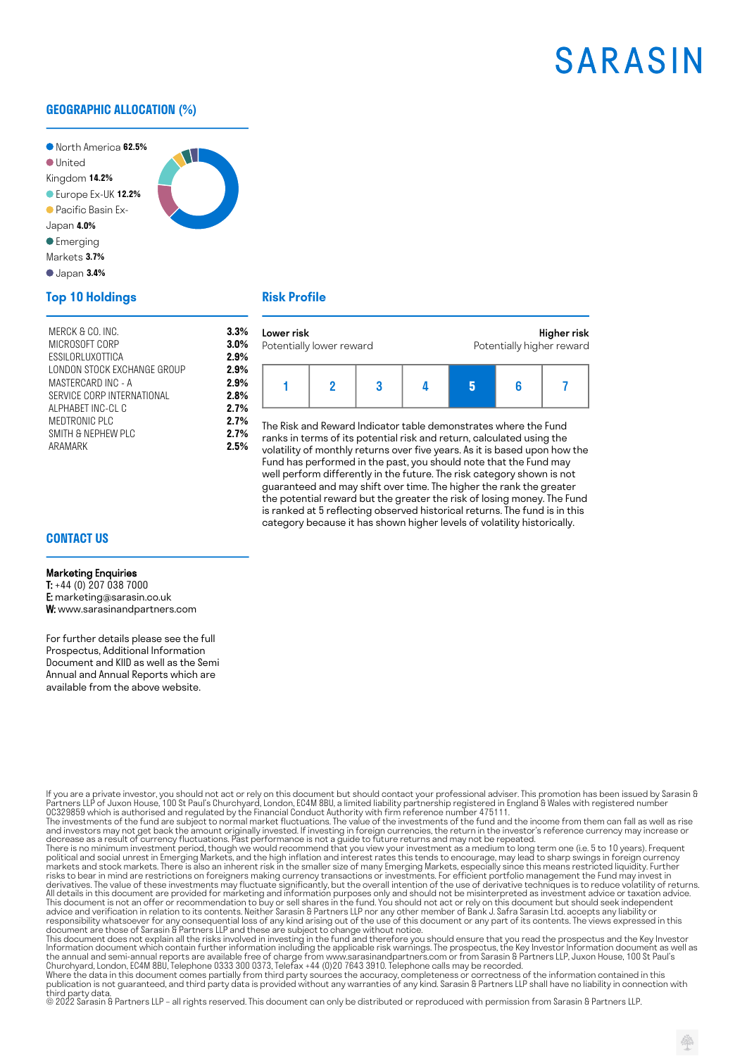## GEOGRAPHIC ALLOCATION (%)

- North America **62.5%**
- United Kingdom **14.2%**
- Europe Ex-UK **12.2%**
- Pacific Basin Ex-Japan **4.0%**
- Emerging Markets **3.7%**
- Japan **3.4%**

## Top 10 Holdings

| | |
|---|---|
| MERCK & CO. INC. | **3.3%** |
| MICROSOFT CORP | **3.0%** |
| ESSILORLUXOTTICA | **2.9%** |
| LONDON STOCK EXCHANGE GROUP | **2.9%** |
| MASTERCARD INC - A | **2.9%** |
| SERVICE CORP INTERNATIONAL | **2.8%** |
| ALPHABET INC-CL C | **2.7%** |
| MEDTRONIC PLC | **2.7%** |
| SMITH & NEPHEW PLC | **2.7%** |
| ARAMARK | **2.5%** |

## Risk Profile

**Lower risk**
Potentially lower reward

**Higher risk**
Potentially higher reward

| 1 | 2 | 3 | 4 | **5** | 6 | 7 |
|---|---|---|---|---|---|---|

The Risk and Reward Indicator table demonstrates where the Fund ranks in terms of its potential risk and return, calculated using the volatility of monthly returns over five years. As it is based upon how the Fund has performed in the past, you should note that the Fund may well perform differently in the future. The risk category shown is not guaranteed and may shift over time. The higher the rank the greater the potential reward but the greater the risk of losing money. The Fund is ranked at 5 reflecting observed historical returns. The fund is in this category because it has shown higher levels of volatility historically.

## CONTACT US

**Marketing Enquiries**
**T:** +44 (0) 207 038 7000
**E:** marketing@sarasin.co.uk
**W:** www.sarasinandpartners.com

For further details please see the full Prospectus, Additional Information Document and KIID as well as the Semi Annual and Annual Reports which are available from the above website.

If you are a private investor, you should not act or rely on this document but should contact your professional adviser. This promotion has been issued by Sarasin & Partners LLP of Juxon House, 100 St Paul's Churchyard, London, EC4M 8BU, a limited liability partnership registered in England & Wales with registered number OC329859 which is authorised and regulated by the Financial Conduct Authority with firm reference number 475111.
The investments of the fund are subject to normal market fluctuations. The value of the investments of the fund and the income from them can fall as well as rise and investors may not get back the amount originally invested. If investing in foreign currencies, the return in the investor's reference currency may increase or decrease as a result of currency fluctuations. Past performance is not a guide to future returns and may not be repeated.
There is no minimum investment period, though we would recommend that you view your investment as a medium to long term one (i.e. 5 to 10 years). Frequent political and social unrest in Emerging Markets, and the high inflation and interest rates this tends to encourage, may lead to sharp swings in foreign currency markets and stock markets. There is also an inherent risk in the smaller size of many Emerging Markets, especially since this means restricted liquidity. Further risks to bear in mind are restrictions on foreigners making currency transactions or investments. For efficient portfolio management the Fund may invest in derivatives. The value of these investments may fluctuate significantly, but the overall intention of the use of derivative techniques is to reduce volatility of returns.
All details in this document are provided for marketing and information purposes only and should not be misinterpreted as investment advice or taxation advice. This document is not an offer or recommendation to buy or sell shares in the fund. You should not act or rely on this document but should seek independent advice and verification in relation to its contents. Neither Sarasin & Partners LLP nor any other member of Bank J. Safra Sarasin Ltd. accepts any liability or responsibility whatsoever for any consequential loss of any kind arising out of the use of this document or any part of its contents. The views expressed in this document are those of Sarasin & Partners LLP and these are subject to change without notice.
This document does not explain all the risks involved in investing in the fund and therefore you should ensure that you read the prospectus and the Key Investor Information document which contain further information including the applicable risk warnings. The prospectus, the Key Investor Information document as well as the annual and semi-annual reports are available free of charge from www.sarasinandpartners.com or from Sarasin & Partners LLP, Juxon House, 100 St Paul's Churchyard, London, EC4M 8BU, Telephone 0333 300 0373, Telefax +44 (0)20 7643 3910. Telephone calls may be recorded.
Where the data in this document comes partially from third party sources the accuracy, completeness or correctness of the information contained in this publication is not guaranteed, and third party data is provided without any warranties of any kind. Sarasin & Partners LLP shall have no liability in connection with third party data.
© 2022 Sarasin & Partners LLP – all rights reserved. This document can only be distributed or reproduced with permission from Sarasin & Partners LLP.